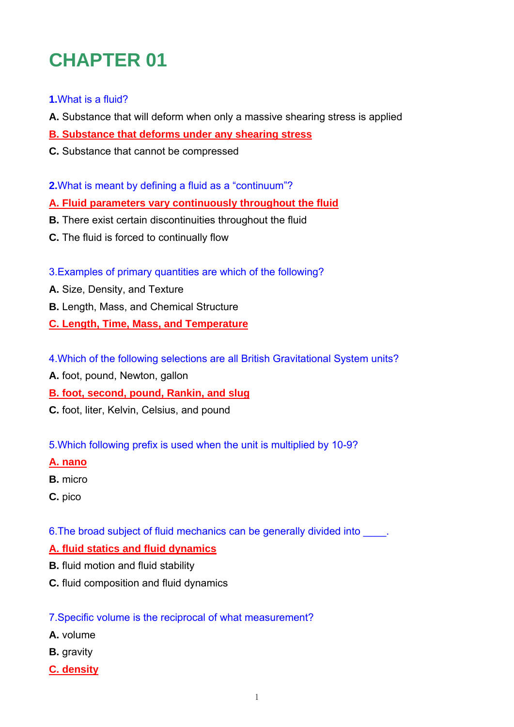# CHAPTER 01

**1.** What is a fluid?

**A.** Substance that will deform when only a massive shearing stress is applied

**B. Substance that deforms under any shearing stress**

**C.** Substance that cannot be compressed

**2.** What is meant by defining a fluid as a “continuum”?

**A. Fluid parameters vary continuously throughout the fluid**

**B.** There exist certain discontinuities throughout the fluid

**C.** The fluid is forced to continually flow

3. Examples of primary quantities are which of the following?

**A.** Size, Density, and Texture

**B.** Length, Mass, and Chemical Structure

**C. Length, Time, Mass, and Temperature**

4. Which of the following selections are all British Gravitational System units?

**A.** foot, pound, Newton, gallon

**B. foot, second, pound, Rankin, and slug**

**C.** foot, liter, Kelvin, Celsius, and pound

5. Which following prefix is used when the unit is multiplied by 10-9?

**A. nano**

**B.** micro

**C.** pico

6. The broad subject of fluid mechanics can be generally divided into ____.

**A. fluid statics and fluid dynamics**

**B.** fluid motion and fluid stability

**C.** fluid composition and fluid dynamics

7. Specific volume is the reciprocal of what measurement?

**A.** volume

**B.** gravity

**C. density**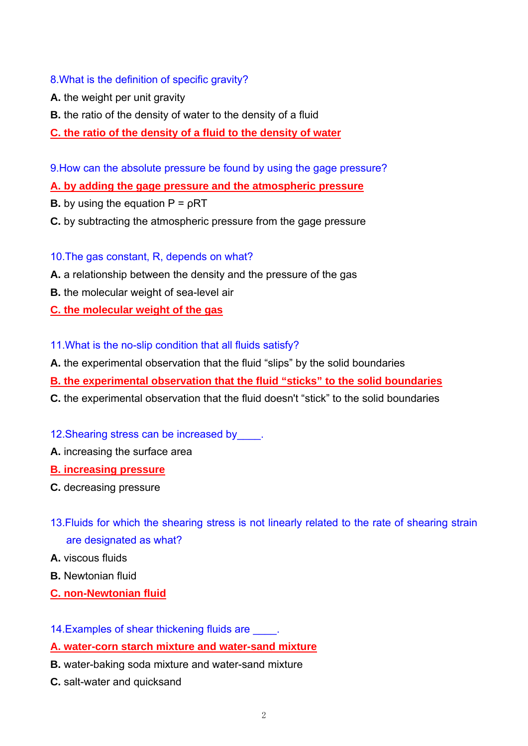8.What is the definition of specific gravity?

**A.** the weight per unit gravity

**B.** the ratio of the density of water to the density of a fluid

**C. the ratio of the density of a fluid to the density of water**

9.How can the absolute pressure be found by using the gage pressure?

**A. by adding the gage pressure and the atmospheric pressure**

**B.** by using the equation $P = \rho RT$

**C.** by subtracting the atmospheric pressure from the gage pressure

10.The gas constant, R, depends on what?

**A.** a relationship between the density and the pressure of the gas

**B.** the molecular weight of sea-level air

**C. the molecular weight of the gas**

11.What is the no-slip condition that all fluids satisfy?

**A.** the experimental observation that the fluid “slips” by the solid boundaries

**B. the experimental observation that the fluid “sticks” to the solid boundaries**

**C.** the experimental observation that the fluid doesn't “stick” to the solid boundaries

12.Shearing stress can be increased by____.

**A.** increasing the surface area

**B. increasing pressure**

**C.** decreasing pressure

13.Fluids for which the shearing stress is not linearly related to the rate of shearing strain are designated as what?

**A.** viscous fluids

**B.** Newtonian fluid

**C. non-Newtonian fluid**

14.Examples of shear thickening fluids are ____.

**A. water-corn starch mixture and water-sand mixture**

**B.** water-baking soda mixture and water-sand mixture

**C.** salt-water and quicksand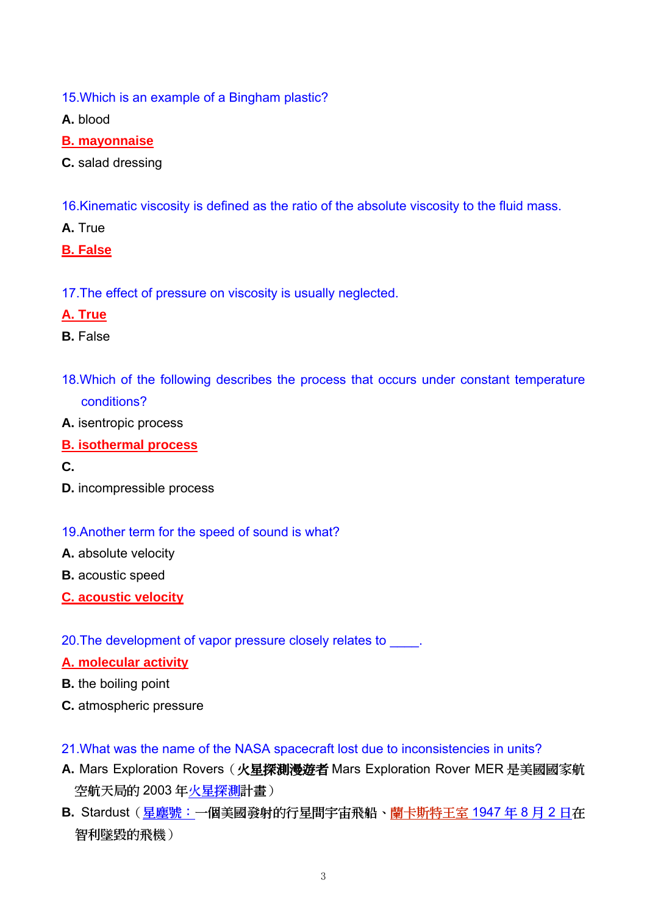15.Which is an example of a Bingham plastic?

**A.** blood

**B. mayonnaise**

**C.** salad dressing

16.Kinematic viscosity is defined as the ratio of the absolute viscosity to the fluid mass.

**A.** True

**B. False**

17.The effect of pressure on viscosity is usually neglected.

**A. True**

**B.** False

18.Which of the following describes the process that occurs under constant temperature conditions?

**A.** isentropic process

**B. isothermal process**

**C.**

**D.** incompressible process

19.Another term for the speed of sound is what?

**A.** absolute velocity

**B.** acoustic speed

**C. acoustic velocity**

20.The development of vapor pressure closely relates to ____.

**A. molecular activity**

**B.** the boiling point

**C.** atmospheric pressure

21.What was the name of the NASA spacecraft lost due to inconsistencies in units?

**A.** Mars Exploration Rovers（**火星探測漫遊者** Mars Exploration Rover MER 是美國國家航空航天局的 2003 年火星探測計畫）

**B.** Stardust（星塵號：一個美國發射的行星間宇宙飛船、蘭卡斯特王室 1947 年 8 月 2 日在智利墜毀的飛機）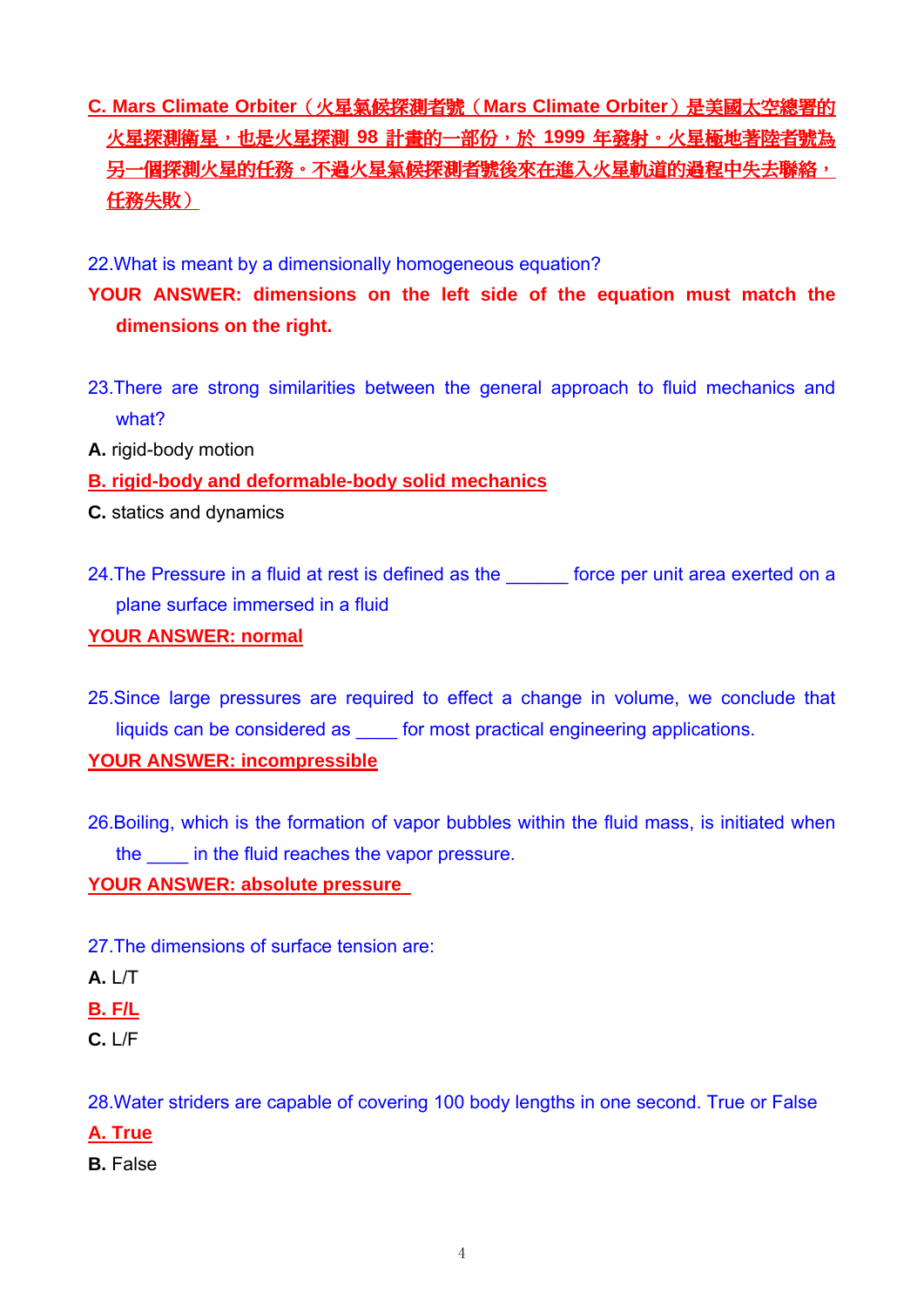C. Mars Climate Orbiter（火星氣候探測者號（Mars Climate Orbiter）是美國太空總署的火星探測衛星，也是火星探測 98 計畫的一部份，於 1999 年發射。火星極地著陸者號為另一個探測火星的任務。不過火星氣候探測者號後來在進入火星軌道的過程中失去聯絡，任務失敗）

22.What is meant by a dimensionally homogeneous equation?

**YOUR ANSWER: dimensions on the left side of the equation must match the dimensions on the right.**

23.There are strong similarities between the general approach to fluid mechanics and what?

**A.** rigid-body motion

**B. rigid-body and deformable-body solid mechanics**

**C.** statics and dynamics

24.The Pressure in a fluid at rest is defined as the ______ force per unit area exerted on a plane surface immersed in a fluid

**YOUR ANSWER: normal**

25.Since large pressures are required to effect a change in volume, we conclude that liquids can be considered as ____ for most practical engineering applications.

**YOUR ANSWER: incompressible**

26.Boiling, which is the formation of vapor bubbles within the fluid mass, is initiated when the ____ in the fluid reaches the vapor pressure.

**YOUR ANSWER: absolute pressure**

27.The dimensions of surface tension are:

**A.** L/T

**B. F/L**

**C.** L/F

28.Water striders are capable of covering 100 body lengths in one second. True or False

**A. True**

**B.** False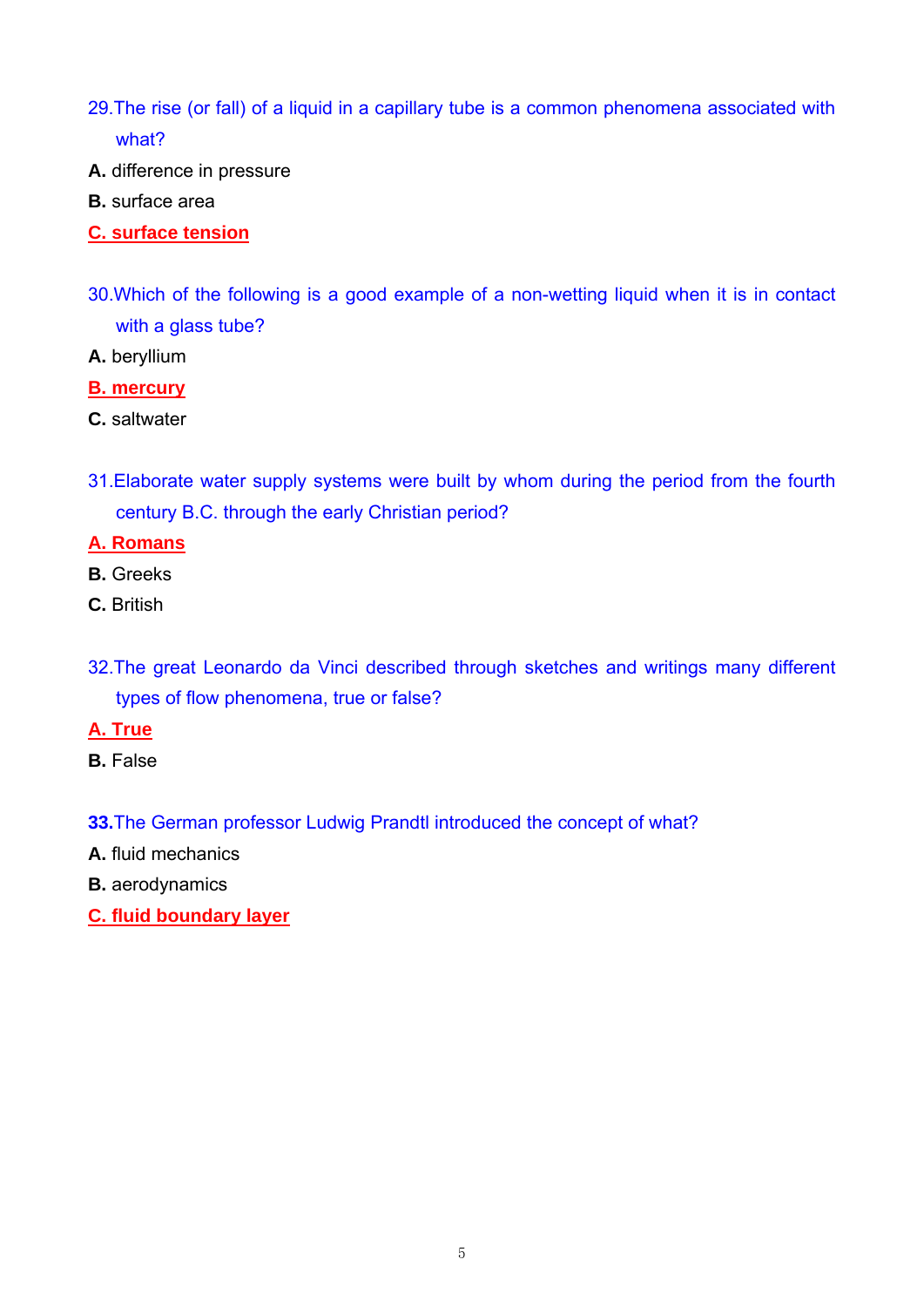29.The rise (or fall) of a liquid in a capillary tube is a common phenomena associated with what?

**A.** difference in pressure

**B.** surface area

**C. surface tension**

30.Which of the following is a good example of a non-wetting liquid when it is in contact with a glass tube?

**A.** beryllium

**B. mercury**

**C.** saltwater

31.Elaborate water supply systems were built by whom during the period from the fourth century B.C. through the early Christian period?

**A. Romans**

**B.** Greeks

**C.** British

32.The great Leonardo da Vinci described through sketches and writings many different types of flow phenomena, true or false?

**A. True**

**B.** False

**33.**The German professor Ludwig Prandtl introduced the concept of what?

**A.** fluid mechanics

**B.** aerodynamics

**C. fluid boundary layer**